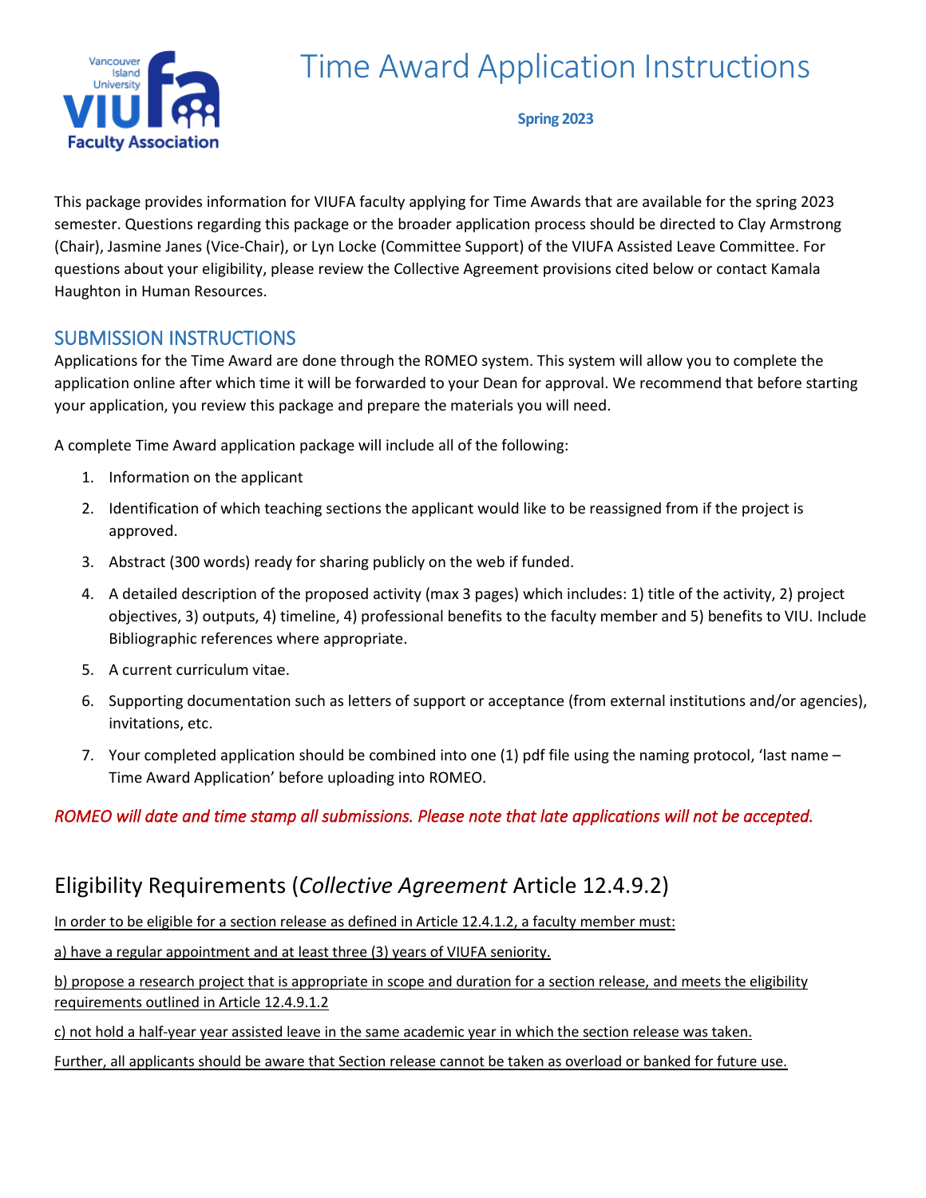# Time Award Application Instructions

**Spring 2023**

This package provides information for VIUFA faculty applying for Time Awards that are available for the spring 2023 semester. Questions regarding this package or the broader application process should be directed to Clay Armstrong (Chair), Jasmine Janes (Vice-Chair), or Lyn Locke (Committee Support) of the VIUFA Assisted Leave Committee. For questions about your eligibility, please review the Collective Agreement provisions cited below or contact Kamala Haughton in Human Resources.

## SUBMISSION INSTRUCTIONS

Applications for the Time Award are done through the ROMEO system. This system will allow you to complete the application online after which time it will be forwarded to your Dean for approval. We recommend that before starting your application, you review this package and prepare the materials you will need.

A complete Time Award application package will include all of the following:

1. Information on the applicant
2. Identification of which teaching sections the applicant would like to be reassigned from if the project is approved.
3. Abstract (300 words) ready for sharing publicly on the web if funded.
4. A detailed description of the proposed activity (max 3 pages) which includes: 1) title of the activity, 2) project objectives, 3) outputs, 4) timeline, 4) professional benefits to the faculty member and 5) benefits to VIU. Include Bibliographic references where appropriate.
5. A current curriculum vitae.
6. Supporting documentation such as letters of support or acceptance (from external institutions and/or agencies), invitations, etc.
7. Your completed application should be combined into one (1) pdf file using the naming protocol, 'last name – Time Award Application' before uploading into ROMEO.

*ROMEO will date and time stamp all submissions. Please note that late applications will not be accepted.*

## Eligibility Requirements (*Collective Agreement* Article 12.4.9.2)

In order to be eligible for a section release as defined in Article 12.4.1.2, a faculty member must:

a) have a regular appointment and at least three (3) years of VIUFA seniority.

b) propose a research project that is appropriate in scope and duration for a section release, and meets the eligibility requirements outlined in Article 12.4.9.1.2

c) not hold a half-year year assisted leave in the same academic year in which the section release was taken.

Further, all applicants should be aware that Section release cannot be taken as overload or banked for future use.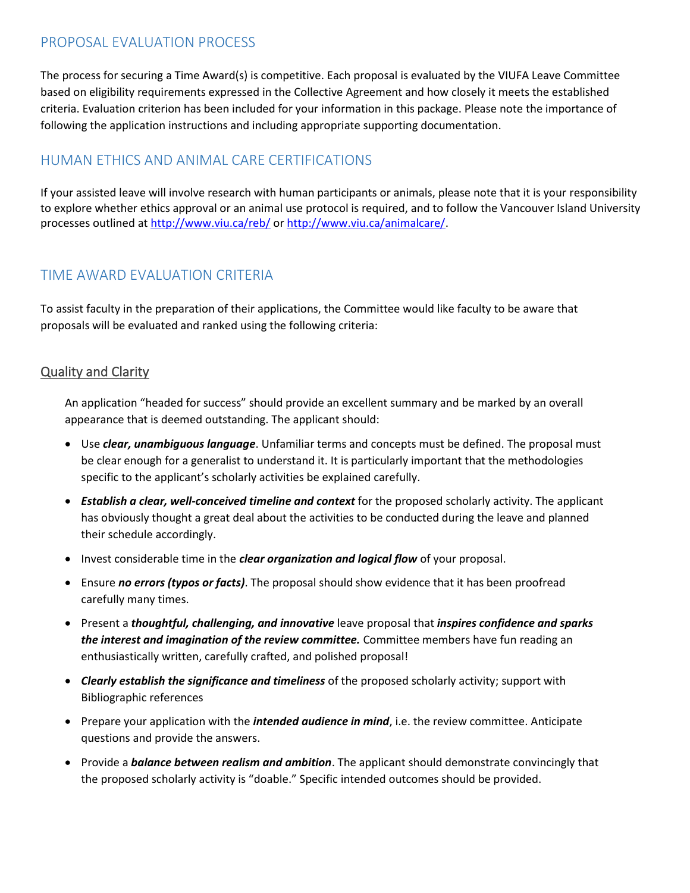## PROPOSAL EVALUATION PROCESS

The process for securing a Time Award(s) is competitive. Each proposal is evaluated by the VIUFA Leave Committee based on eligibility requirements expressed in the Collective Agreement and how closely it meets the established criteria. Evaluation criterion has been included for your information in this package. Please note the importance of following the application instructions and including appropriate supporting documentation.

## HUMAN ETHICS AND ANIMAL CARE CERTIFICATIONS

If your assisted leave will involve research with human participants or animals, please note that it is your responsibility to explore whether ethics approval or an animal use protocol is required, and to follow the Vancouver Island University processes outlined at http://www.viu.ca/reb/ or http://www.viu.ca/animalcare/.

## TIME AWARD EVALUATION CRITERIA

To assist faculty in the preparation of their applications, the Committee would like faculty to be aware that proposals will be evaluated and ranked using the following criteria:

### Quality and Clarity

An application "headed for success" should provide an excellent summary and be marked by an overall appearance that is deemed outstanding. The applicant should:

- Use ***clear, unambiguous language***. Unfamiliar terms and concepts must be defined. The proposal must be clear enough for a generalist to understand it. It is particularly important that the methodologies specific to the applicant's scholarly activities be explained carefully.
- ***Establish a clear, well-conceived timeline and context*** for the proposed scholarly activity. The applicant has obviously thought a great deal about the activities to be conducted during the leave and planned their schedule accordingly.
- Invest considerable time in the ***clear organization and logical flow*** of your proposal.
- Ensure ***no errors (typos or facts)***. The proposal should show evidence that it has been proofread carefully many times.
- Present a ***thoughtful, challenging, and innovative*** leave proposal that ***inspires confidence and sparks the interest and imagination of the review committee.*** Committee members have fun reading an enthusiastically written, carefully crafted, and polished proposal!
- ***Clearly establish the significance and timeliness*** of the proposed scholarly activity; support with Bibliographic references
- Prepare your application with the ***intended audience in mind***, i.e. the review committee. Anticipate questions and provide the answers.
- Provide a ***balance between realism and ambition***. The applicant should demonstrate convincingly that the proposed scholarly activity is "doable." Specific intended outcomes should be provided.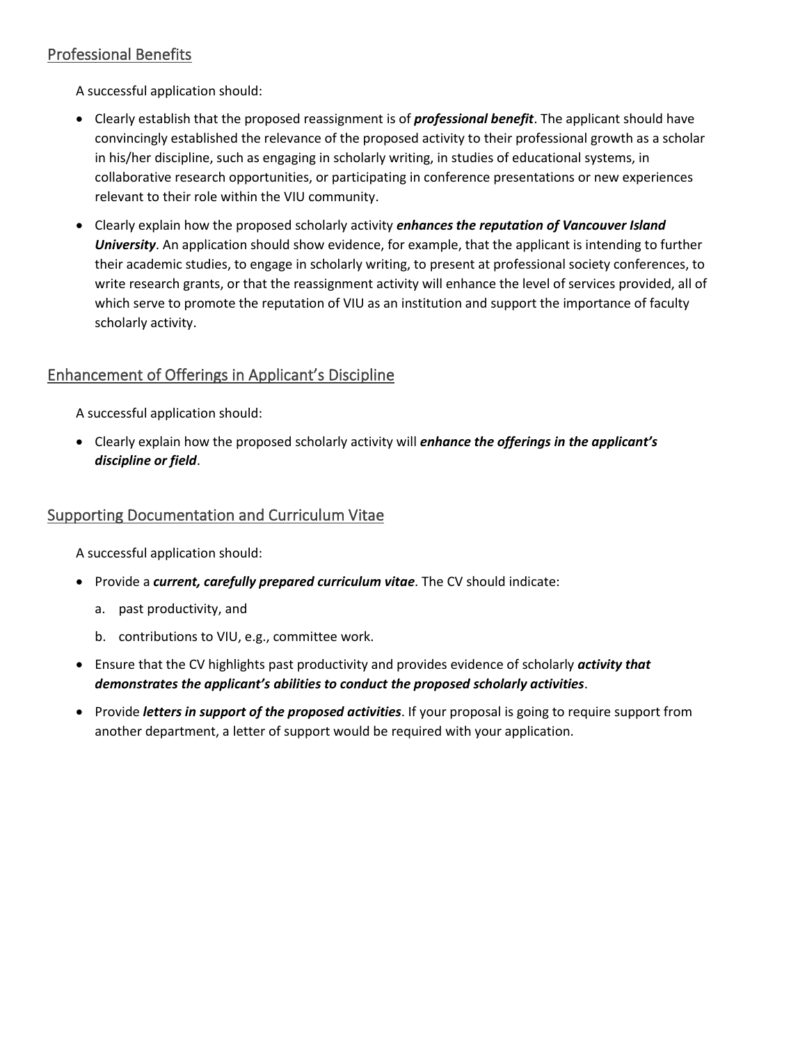## Professional Benefits

A successful application should:

- Clearly establish that the proposed reassignment is of ***professional benefit***. The applicant should have convincingly established the relevance of the proposed activity to their professional growth as a scholar in his/her discipline, such as engaging in scholarly writing, in studies of educational systems, in collaborative research opportunities, or participating in conference presentations or new experiences relevant to their role within the VIU community.
- Clearly explain how the proposed scholarly activity ***enhances the reputation of Vancouver Island University***. An application should show evidence, for example, that the applicant is intending to further their academic studies, to engage in scholarly writing, to present at professional society conferences, to write research grants, or that the reassignment activity will enhance the level of services provided, all of which serve to promote the reputation of VIU as an institution and support the importance of faculty scholarly activity.

## Enhancement of Offerings in Applicant's Discipline

A successful application should:

- Clearly explain how the proposed scholarly activity will ***enhance the offerings in the applicant's discipline or field***.

## Supporting Documentation and Curriculum Vitae

A successful application should:

- Provide a ***current, carefully prepared curriculum vitae***. The CV should indicate:
  a. past productivity, and
  b. contributions to VIU, e.g., committee work.
- Ensure that the CV highlights past productivity and provides evidence of scholarly ***activity that demonstrates the applicant's abilities to conduct the proposed scholarly activities***.
- Provide ***letters in support of the proposed activities***. If your proposal is going to require support from another department, a letter of support would be required with your application.